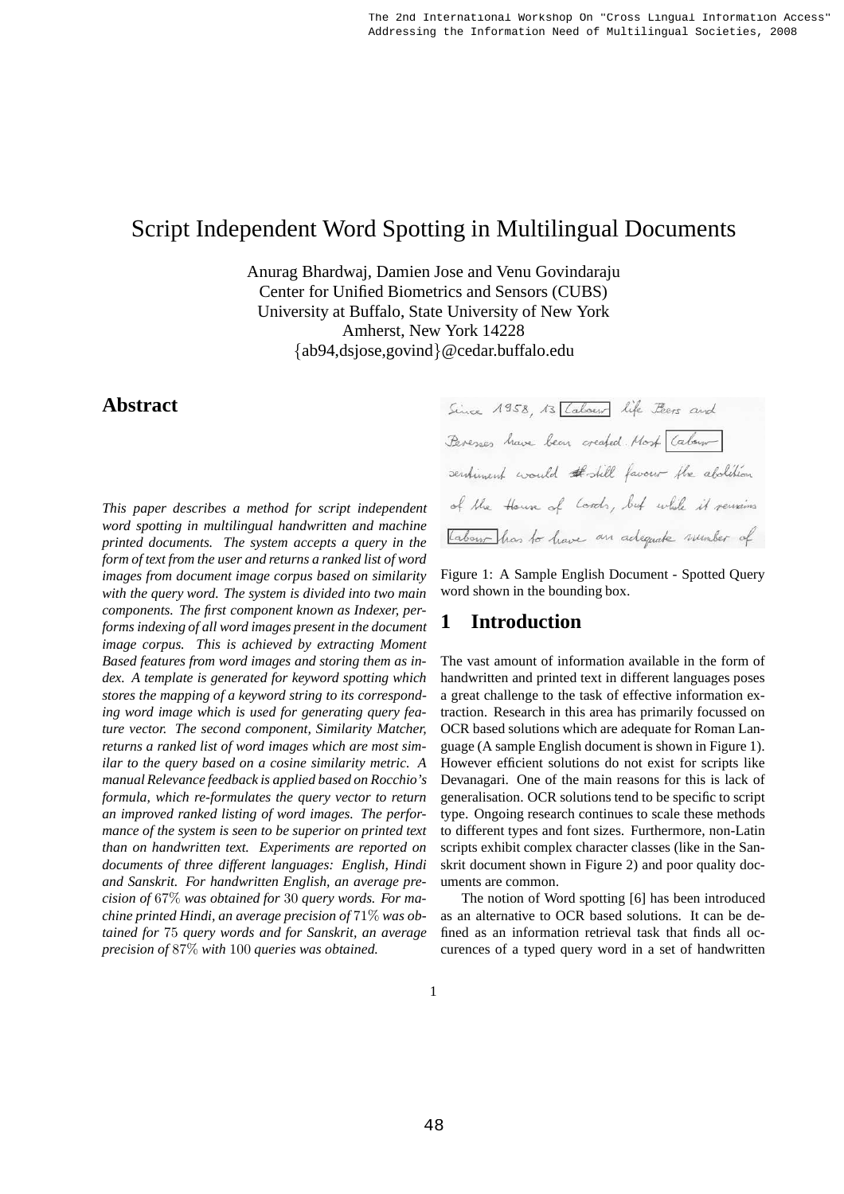# Script Independent Word Spotting in Multilingual Documents

Anurag Bhardwaj, Damien Jose and Venu Govindaraju
Center for Unified Biometrics and Sensors (CUBS)
University at Buffalo, State University of New York
Amherst, New York 14228
{ab94,dsjose,govind}@cedar.buffalo.edu

## Abstract

*This paper describes a method for script independent word spotting in multilingual handwritten and machine printed documents. The system accepts a query in the form of text from the user and returns a ranked list of word images from document image corpus based on similarity with the query word. The system is divided into two main components. The first component known as Indexer, performs indexing of all word images present in the document image corpus. This is achieved by extracting Moment Based features from word images and storing them as index. A template is generated for keyword spotting which stores the mapping of a keyword string to its corresponding word image which is used for generating query feature vector. The second component, Similarity Matcher, returns a ranked list of word images which are most similar to the query based on a cosine similarity metric. A manual Relevance feedback is applied based on Rocchio's formula, which re-formulates the query vector to return an improved ranked listing of word images. The performance of the system is seen to be superior on printed text than on handwritten text. Experiments are reported on documents of three different languages: English, Hindi and Sanskrit. For handwritten English, an average precision of $67\%$ was obtained for $30$ query words. For machine printed Hindi, an average precision of $71\%$ was obtained for $75$ query words and for Sanskrit, an average precision of $87\%$ with $100$ queries was obtained.*

Figure 1: A Sample English Document - Spotted Query word shown in the bounding box.

## 1 Introduction

The vast amount of information available in the form of handwritten and printed text in different languages poses a great challenge to the task of effective information extraction. Research in this area has primarily focussed on OCR based solutions which are adequate for Roman Language (A sample English document is shown in Figure 1). However efficient solutions do not exist for scripts like Devanagari. One of the main reasons for this is lack of generalisation. OCR solutions tend to be specific to script type. Ongoing research continues to scale these methods to different types and font sizes. Furthermore, non-Latin scripts exhibit complex character classes (like in the Sanskrit document shown in Figure 2) and poor quality documents are common.

The notion of Word spotting [6] has been introduced as an alternative to OCR based solutions. It can be defined as an information retrieval task that finds all occurences of a typed query word in a set of handwritten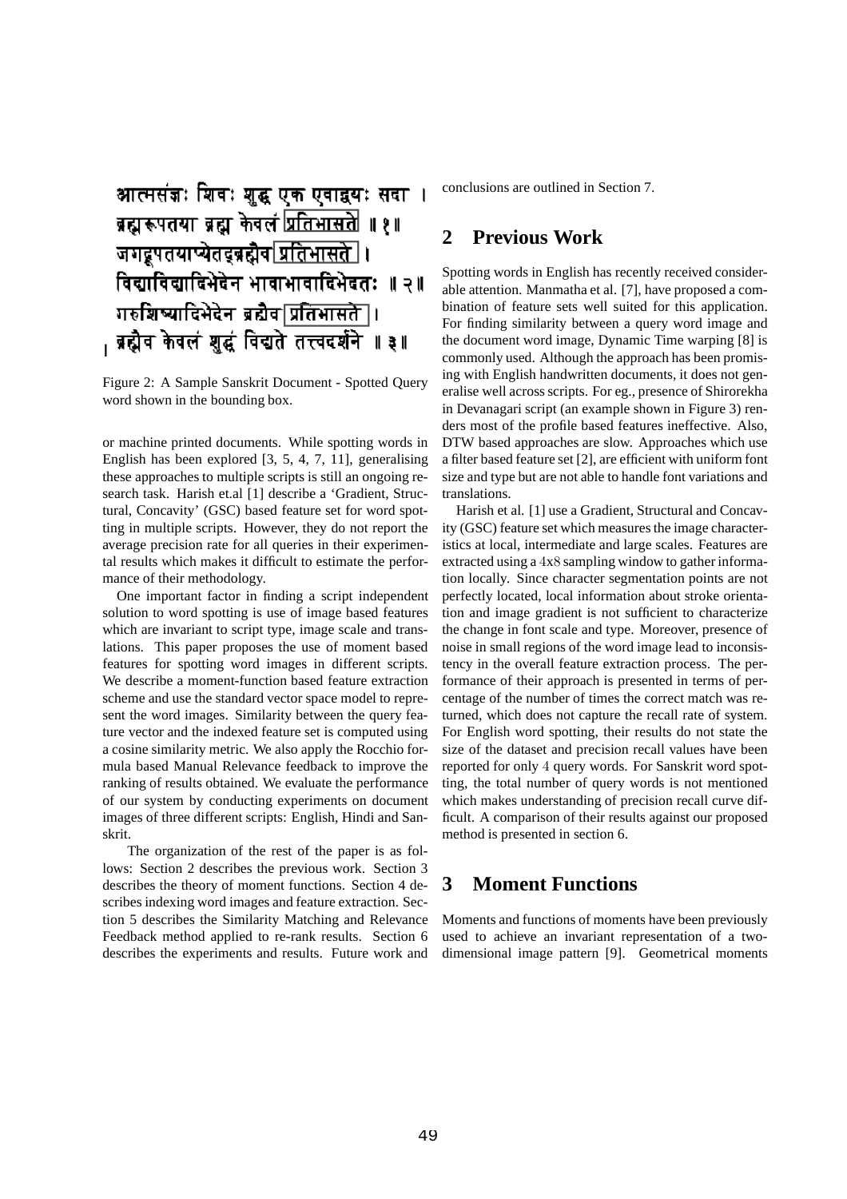आत्मसंज्ञः शिवः शुद्ध एक एवाद्वयः सदा ।
ब्रह्मरूपतया ब्रह्म केवलं प्रतिभासते ॥ १॥
जगद्रूपतयाप्येतद्ब्रह्मैव प्रतिभासते ।
विद्याविद्यादिभेदेन भावाभावादिभेदतः ॥ २॥
गुरुशिष्यादिभेदेन ब्रह्मैव प्रतिभासते ।
ब्रह्मैव केवलं शुद्धं विद्यते तत्त्वदर्शने ॥ ३॥

Figure 2: A Sample Sanskrit Document - Spotted Query word shown in the bounding box.

or machine printed documents. While spotting words in English has been explored [3, 5, 4, 7, 11], generalising these approaches to multiple scripts is still an ongoing research task. Harish et.al [1] describe a 'Gradient, Structural, Concavity' (GSC) based feature set for word spotting in multiple scripts. However, they do not report the average precision rate for all queries in their experimental results which makes it difficult to estimate the performance of their methodology.

One important factor in finding a script independent solution to word spotting is use of image based features which are invariant to script type, image scale and translations. This paper proposes the use of moment based features for spotting word images in different scripts. We describe a moment-function based feature extraction scheme and use the standard vector space model to represent the word images. Similarity between the query feature vector and the indexed feature set is computed using a cosine similarity metric. We also apply the Rocchio formula based Manual Relevance feedback to improve the ranking of results obtained. We evaluate the performance of our system by conducting experiments on document images of three different scripts: English, Hindi and Sanskrit.

The organization of the rest of the paper is as follows: Section 2 describes the previous work. Section 3 describes the theory of moment functions. Section 4 describes indexing word images and feature extraction. Section 5 describes the Similarity Matching and Relevance Feedback method applied to re-rank results. Section 6 describes the experiments and results. Future work and conclusions are outlined in Section 7.

## 2 Previous Work

Spotting words in English has recently received considerable attention. Manmatha et al. [7], have proposed a combination of feature sets well suited for this application. For finding similarity between a query word image and the document word image, Dynamic Time warping [8] is commonly used. Although the approach has been promising with English handwritten documents, it does not generalise well across scripts. For eg., presence of Shirorekha in Devanagari script (an example shown in Figure 3) renders most of the profile based features ineffective. Also, DTW based approaches are slow. Approaches which use a filter based feature set [2], are efficient with uniform font size and type but are not able to handle font variations and translations.

Harish et al. [1] use a Gradient, Structural and Concavity (GSC) feature set which measures the image characteristics at local, intermediate and large scales. Features are extracted using a $4x8$ sampling window to gather information locally. Since character segmentation points are not perfectly located, local information about stroke orientation and image gradient is not sufficient to characterize the change in font scale and type. Moreover, presence of noise in small regions of the word image lead to inconsistency in the overall feature extraction process. The performance of their approach is presented in terms of percentage of the number of times the correct match was returned, which does not capture the recall rate of system. For English word spotting, their results do not state the size of the dataset and precision recall values have been reported for only 4 query words. For Sanskrit word spotting, the total number of query words is not mentioned which makes understanding of precision recall curve difficult. A comparison of their results against our proposed method is presented in section 6.

## 3 Moment Functions

Moments and functions of moments have been previously used to achieve an invariant representation of a two-dimensional image pattern [9]. Geometrical moments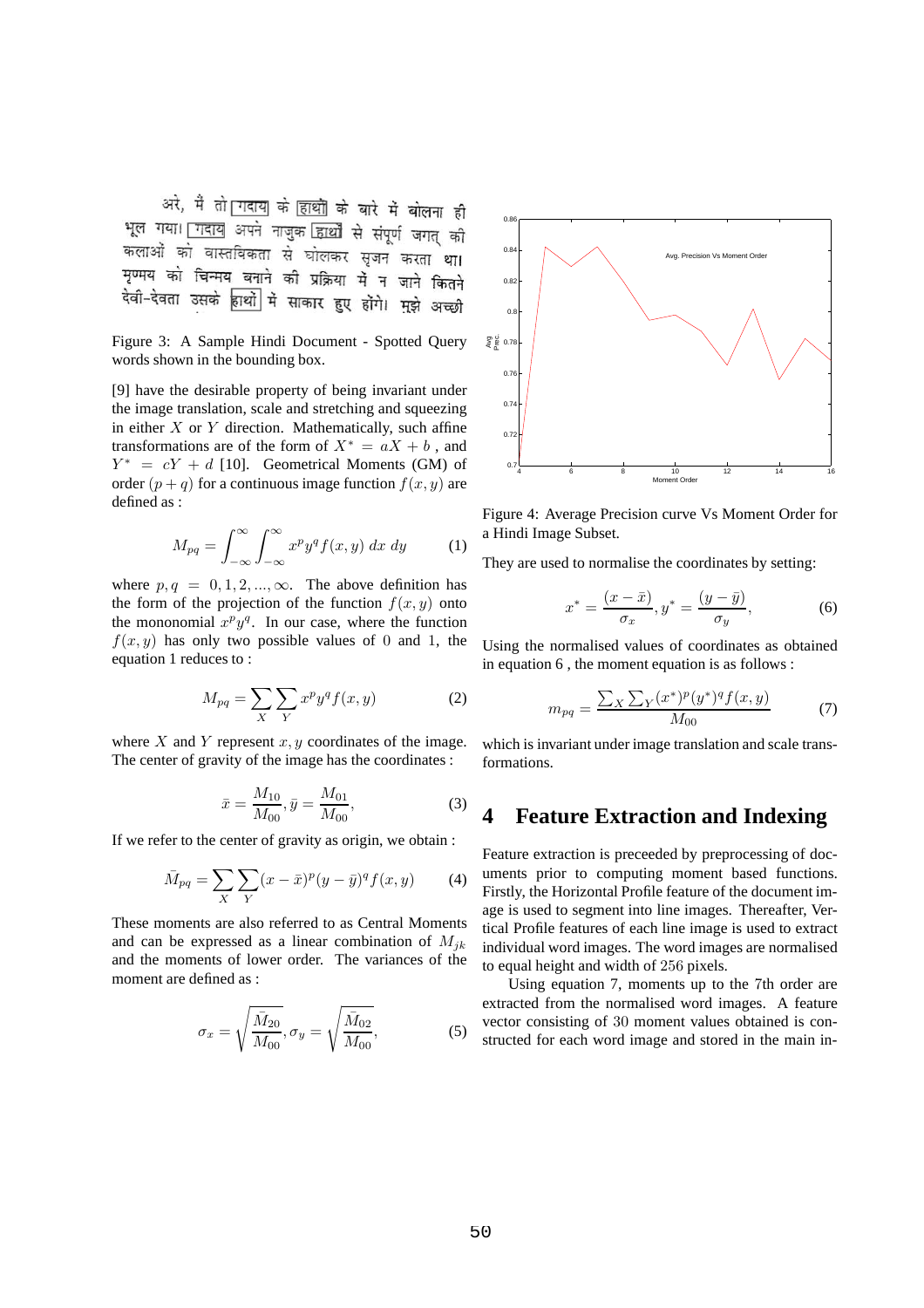Figure 3: A Sample Hindi Document - Spotted Query words shown in the bounding box.

[9] have the desirable property of being invariant under the image translation, scale and stretching and squeezing in either $X$ or $Y$ direction. Mathematically, such affine transformations are of the form of $X^* = aX + b$ , and $Y^* = cY + d$ [10]. Geometrical Moments (GM) of order $(p + q)$ for a continuous image function $f(x, y)$ are defined as :

$$M_{pq} = \int_{-\infty}^{\infty} \int_{-\infty}^{\infty} x^p y^q f(x, y)\, dx\, dy \tag{1}$$

where $p, q = 0, 1, 2, ..., \infty$. The above definition has the form of the projection of the function $f(x, y)$ onto the mononomial $x^p y^q$. In our case, where the function $f(x, y)$ has only two possible values of $0$ and $1$, the equation 1 reduces to :

$$M_{pq} = \sum_X \sum_Y x^p y^q f(x, y) \tag{2}$$

where $X$ and $Y$ represent $x, y$ coordinates of the image. The center of gravity of the image has the coordinates :

$$\bar{x} = \frac{M_{10}}{M_{00}}, \bar{y} = \frac{M_{01}}{M_{00}}, \tag{3}$$

If we refer to the center of gravity as origin, we obtain :

$$\bar{M}_{pq} = \sum_X \sum_Y (x - \bar{x})^p (y - \bar{y})^q f(x, y) \tag{4}$$

These moments are also referred to as Central Moments and can be expressed as a linear combination of $M_{jk}$ and the moments of lower order. The variances of the moment are defined as :

$$\sigma_x = \sqrt{\frac{\bar{M}_{20}}{M_{00}}}, \sigma_y = \sqrt{\frac{\bar{M}_{02}}{M_{00}}}, \tag{5}$$

Figure 4: Average Precision curve Vs Moment Order for a Hindi Image Subset.

They are used to normalise the coordinates by setting:

$$x^* = \frac{(x - \bar{x})}{\sigma_x}, y^* = \frac{(y - \bar{y})}{\sigma_y}, \tag{6}$$

Using the normalised values of coordinates as obtained in equation 6 , the moment equation is as follows :

$$m_{pq} = \frac{\sum_X \sum_Y (x^*)^p (y^*)^q f(x, y)}{M_{00}} \tag{7}$$

which is invariant under image translation and scale transformations.

# 4 Feature Extraction and Indexing

Feature extraction is preceeded by preprocessing of documents prior to computing moment based functions. Firstly, the Horizontal Profile feature of the document image is used to segment into line images. Thereafter, Vertical Profile features of each line image is used to extract individual word images. The word images are normalised to equal height and width of $256$ pixels.

Using equation 7, moments up to the 7th order are extracted from the normalised word images. A feature vector consisting of $30$ moment values obtained is constructed for each word image and stored in the main in-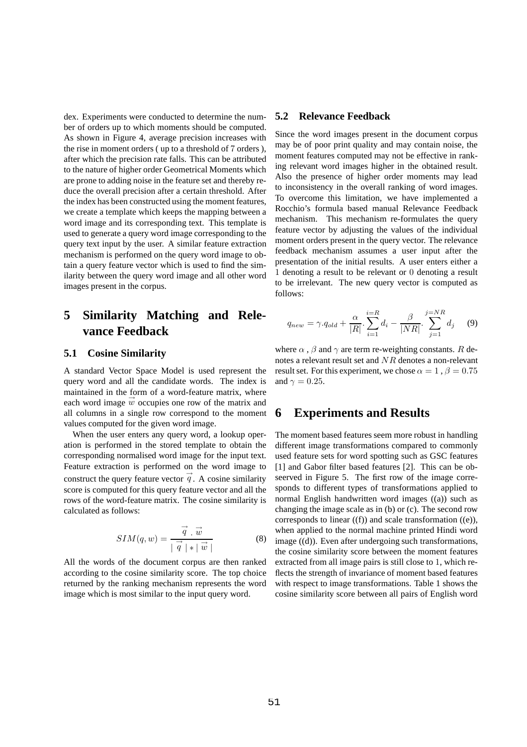dex. Experiments were conducted to determine the number of orders up to which moments should be computed. As shown in Figure 4, average precision increases with the rise in moment orders ( up to a threshold of 7 orders ), after which the precision rate falls. This can be attributed to the nature of higher order Geometrical Moments which are prone to adding noise in the feature set and thereby reduce the overall precision after a certain threshold. After the index has been constructed using the moment features, we create a template which keeps the mapping between a word image and its corresponding text. This template is used to generate a query word image corresponding to the query text input by the user. A similar feature extraction mechanism is performed on the query word image to obtain a query feature vector which is used to find the similarity between the query word image and all other word images present in the corpus.

# 5 Similarity Matching and Relevance Feedback

## 5.1 Cosine Similarity

A standard Vector Space Model is used represent the query word and all the candidate words. The index is maintained in the form of a word-feature matrix, where each word image $\vec{w}$ occupies one row of the matrix and all columns in a single row correspond to the moment values computed for the given word image.

When the user enters any query word, a lookup operation is performed in the stored template to obtain the corresponding normalised word image for the input text. Feature extraction is performed on the word image to construct the query feature vector $\vec{q}$. A cosine similarity score is computed for this query feature vector and all the rows of the word-feature matrix. The cosine similarity is calculated as follows:

$$SIM(q, w) = \frac{\vec{q} \cdot \vec{w}}{|\vec{q}| * |\vec{w}|} \tag{8}$$

All the words of the document corpus are then ranked according to the cosine similarity score. The top choice returned by the ranking mechanism represents the word image which is most similar to the input query word.

## 5.2 Relevance Feedback

Since the word images present in the document corpus may be of poor print quality and may contain noise, the moment features computed may not be effective in ranking relevant word images higher in the obtained result. Also the presence of higher order moments may lead to inconsistency in the overall ranking of word images. To overcome this limitation, we have implemented a Rocchio's formula based manual Relevance Feedback mechanism. This mechanism re-formulates the query feature vector by adjusting the values of the individual moment orders present in the query vector. The relevance feedback mechanism assumes a user input after the presentation of the initial results. A user enters either a $1$ denoting a result to be relevant or $0$ denoting a result to be irrelevant. The new query vector is computed as follows:

$$q_{new} = \gamma . q_{old} + \frac{\alpha}{|R|} . \sum_{i=1}^{i=R} d_i - \frac{\beta}{|NR|} . \sum_{j=1}^{j=NR} d_j \tag{9}$$

where $\alpha$ , $\beta$ and $\gamma$ are term re-weighting constants. $R$ denotes a relevant result set and $NR$ denotes a non-relevant result set. For this experiment, we chose $\alpha = 1$ , $\beta = 0.75$ and $\gamma = 0.25$.

# 6 Experiments and Results

The moment based features seem more robust in handling different image transformations compared to commonly used feature sets for word spotting such as GSC features [1] and Gabor filter based features [2]. This can be obseerved in Figure 5. The first row of the image corresponds to different types of transformations applied to normal English handwritten word images ((a)) such as changing the image scale as in (b) or (c). The second row corresponds to linear ((f)) and scale transformation ((e)), when applied to the normal machine printed Hindi word image ((d)). Even after undergoing such transformations, the cosine similarity score between the moment features extracted from all image pairs is still close to $1$, which reflects the strength of invariance of moment based features with respect to image transformations. Table 1 shows the cosine similarity score between all pairs of English word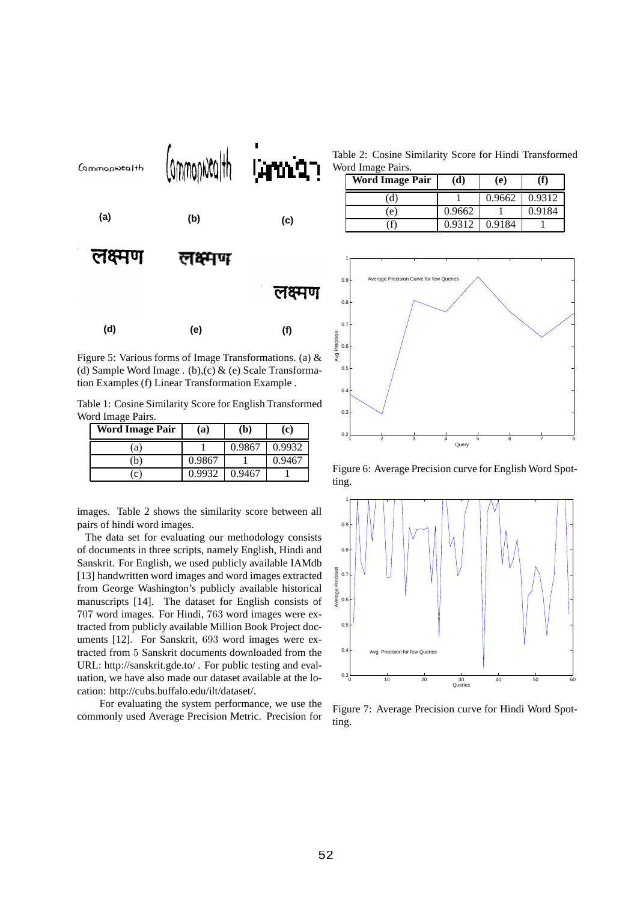Figure 5: Various forms of Image Transformations. (a) & (d) Sample Word Image . (b),(c) & (e) Scale Transformation Examples (f) Linear Transformation Example .

Table 1: Cosine Similarity Score for English Transformed Word Image Pairs.

| Word Image Pair | (a) | (b) | (c) |
|---|---|---|---|
| (a) | 1 | 0.9867 | 0.9932 |
| (b) | 0.9867 | 1 | 0.9467 |
| (c) | 0.9932 | 0.9467 | 1 |

images. Table 2 shows the similarity score between all pairs of hindi word images.

The data set for evaluating our methodology consists of documents in three scripts, namely English, Hindi and Sanskrit. For English, we used publicly available IAMdb [13] handwritten word images and word images extracted from George Washington's publicly available historical manuscripts [14]. The dataset for English consists of 707 word images. For Hindi, 763 word images were extracted from publicly available Million Book Project documents [12]. For Sanskrit, 693 word images were extracted from 5 Sanskrit documents downloaded from the URL: http://sanskrit.gde.to/ . For public testing and evaluation, we have also made our dataset available at the location: http://cubs.buffalo.edu/ilt/dataset/.

For evaluating the system performance, we use the commonly used Average Precision Metric. Precision for

Table 2: Cosine Similarity Score for Hindi Transformed Word Image Pairs.

| Word Image Pair | (d) | (e) | (f) |
|---|---|---|---|
| (d) | 1 | 0.9662 | 0.9312 |
| (e) | 0.9662 | 1 | 0.9184 |
| (f) | 0.9312 | 0.9184 | 1 |

Figure 6: Average Precision curve for English Word Spotting.

Figure 7: Average Precision curve for Hindi Word Spotting.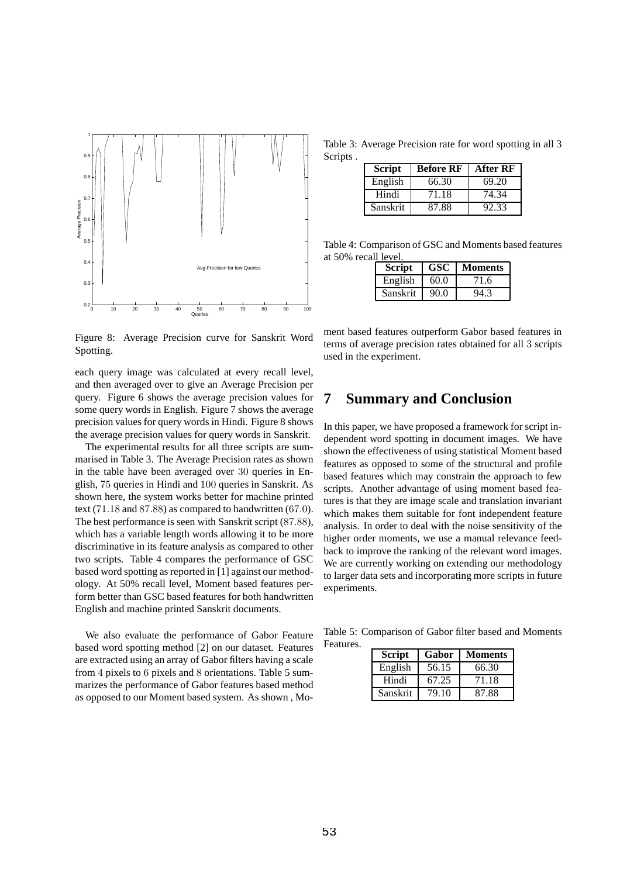Figure 8: Average Precision curve for Sanskrit Word Spotting.

each query image was calculated at every recall level, and then averaged over to give an Average Precision per query. Figure 6 shows the average precision values for some query words in English. Figure 7 shows the average precision values for query words in Hindi. Figure 8 shows the average precision values for query words in Sanskrit.

The experimental results for all three scripts are summarised in Table 3. The Average Precision rates as shown in the table have been averaged over 30 queries in English, 75 queries in Hindi and 100 queries in Sanskrit. As shown here, the system works better for machine printed text (71.18 and 87.88) as compared to handwritten (67.0). The best performance is seen with Sanskrit script (87.88), which has a variable length words allowing it to be more discriminative in its feature analysis as compared to other two scripts. Table 4 compares the performance of GSC based word spotting as reported in [1] against our methodology. At 50% recall level, Moment based features perform better than GSC based features for both handwritten English and machine printed Sanskrit documents.

We also evaluate the performance of Gabor Feature based word spotting method [2] on our dataset. Features are extracted using an array of Gabor filters having a scale from 4 pixels to 6 pixels and 8 orientations. Table 5 summarizes the performance of Gabor features based method as opposed to our Moment based system. As shown , Moment based features outperform Gabor based features in terms of average precision rates obtained for all 3 scripts used in the experiment.

Table 3: Average Precision rate for word spotting in all 3 Scripts .

| Script | Before RF | After RF |
|---|---|---|
| English | 66.30 | 69.20 |
| Hindi | 71.18 | 74.34 |
| Sanskrit | 87.88 | 92.33 |

Table 4: Comparison of GSC and Moments based features at 50% recall level.

| Script | GSC | Moments |
|---|---|---|
| English | 60.0 | 71.6 |
| Sanskrit | 90.0 | 94.3 |

## 7 Summary and Conclusion

In this paper, we have proposed a framework for script independent word spotting in document images. We have shown the effectiveness of using statistical Moment based features as opposed to some of the structural and profile based features which may constrain the approach to few scripts. Another advantage of using moment based features is that they are image scale and translation invariant which makes them suitable for font independent feature analysis. In order to deal with the noise sensitivity of the higher order moments, we use a manual relevance feedback to improve the ranking of the relevant word images. We are currently working on extending our methodology to larger data sets and incorporating more scripts in future experiments.

Table 5: Comparison of Gabor filter based and Moments Features.

| Script | Gabor | Moments |
|---|---|---|
| English | 56.15 | 66.30 |
| Hindi | 67.25 | 71.18 |
| Sanskrit | 79.10 | 87.88 |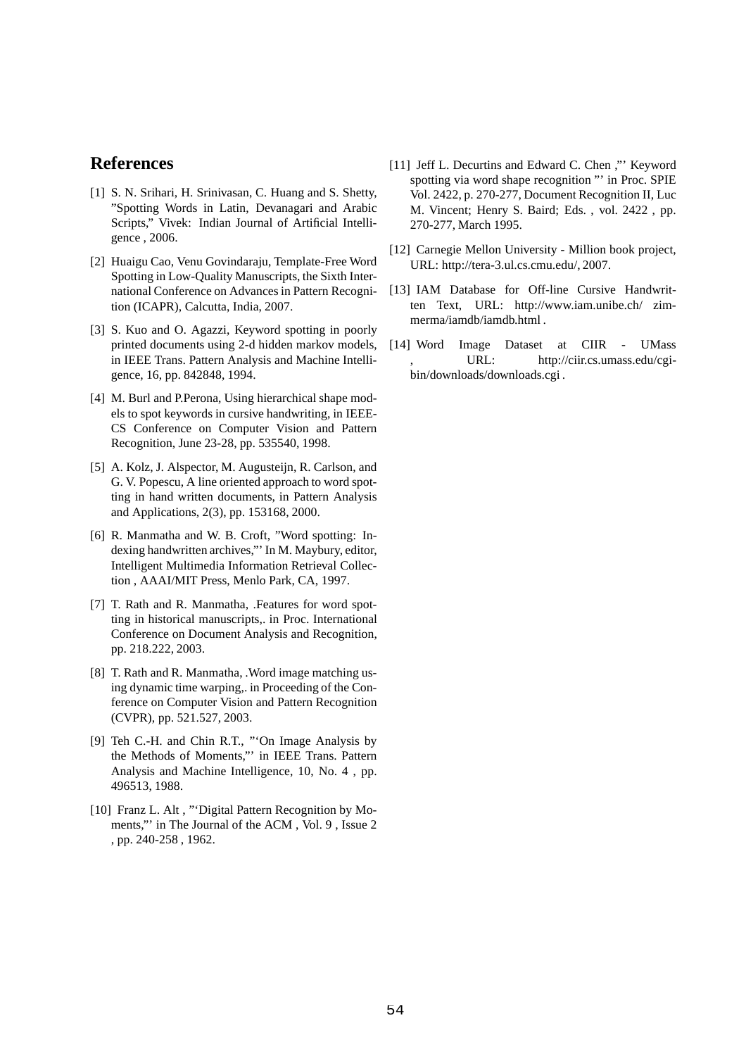## References

[1] S. N. Srihari, H. Srinivasan, C. Huang and S. Shetty, "Spotting Words in Latin, Devanagari and Arabic Scripts," Vivek: Indian Journal of Artificial Intelligence , 2006.

[2] Huaigu Cao, Venu Govindaraju, Template-Free Word Spotting in Low-Quality Manuscripts, the Sixth International Conference on Advances in Pattern Recognition (ICAPR), Calcutta, India, 2007.

[3] S. Kuo and O. Agazzi, Keyword spotting in poorly printed documents using 2-d hidden markov models, in IEEE Trans. Pattern Analysis and Machine Intelligence, 16, pp. 842848, 1994.

[4] M. Burl and P.Perona, Using hierarchical shape models to spot keywords in cursive handwriting, in IEEE-CS Conference on Computer Vision and Pattern Recognition, June 23-28, pp. 535540, 1998.

[5] A. Kolz, J. Alspector, M. Augusteijn, R. Carlson, and G. V. Popescu, A line oriented approach to word spotting in hand written documents, in Pattern Analysis and Applications, 2(3), pp. 153168, 2000.

[6] R. Manmatha and W. B. Croft, "Word spotting: Indexing handwritten archives,"' In M. Maybury, editor, Intelligent Multimedia Information Retrieval Collection , AAAI/MIT Press, Menlo Park, CA, 1997.

[7] T. Rath and R. Manmatha, .Features for word spotting in historical manuscripts,. in Proc. International Conference on Document Analysis and Recognition, pp. 218.222, 2003.

[8] T. Rath and R. Manmatha, .Word image matching using dynamic time warping,. in Proceeding of the Conference on Computer Vision and Pattern Recognition (CVPR), pp. 521.527, 2003.

[9] Teh C.-H. and Chin R.T., "'On Image Analysis by the Methods of Moments,"' in IEEE Trans. Pattern Analysis and Machine Intelligence, 10, No. 4 , pp. 496513, 1988.

[10] Franz L. Alt , "'Digital Pattern Recognition by Moments,"' in The Journal of the ACM , Vol. 9 , Issue 2 , pp. 240-258 , 1962.

[11] Jeff L. Decurtins and Edward C. Chen ,"' Keyword spotting via word shape recognition "' in Proc. SPIE Vol. 2422, p. 270-277, Document Recognition II, Luc M. Vincent; Henry S. Baird; Eds. , vol. 2422 , pp. 270-277, March 1995.

[12] Carnegie Mellon University - Million book project, URL: http://tera-3.ul.cs.cmu.edu/, 2007.

[13] IAM Database for Off-line Cursive Handwritten Text, URL: http://www.iam.unibe.ch/ zimmerma/iamdb/iamdb.html .

[14] Word Image Dataset at CIIR - UMass , URL: http://ciir.cs.umass.edu/cgi-bin/downloads/downloads.cgi .